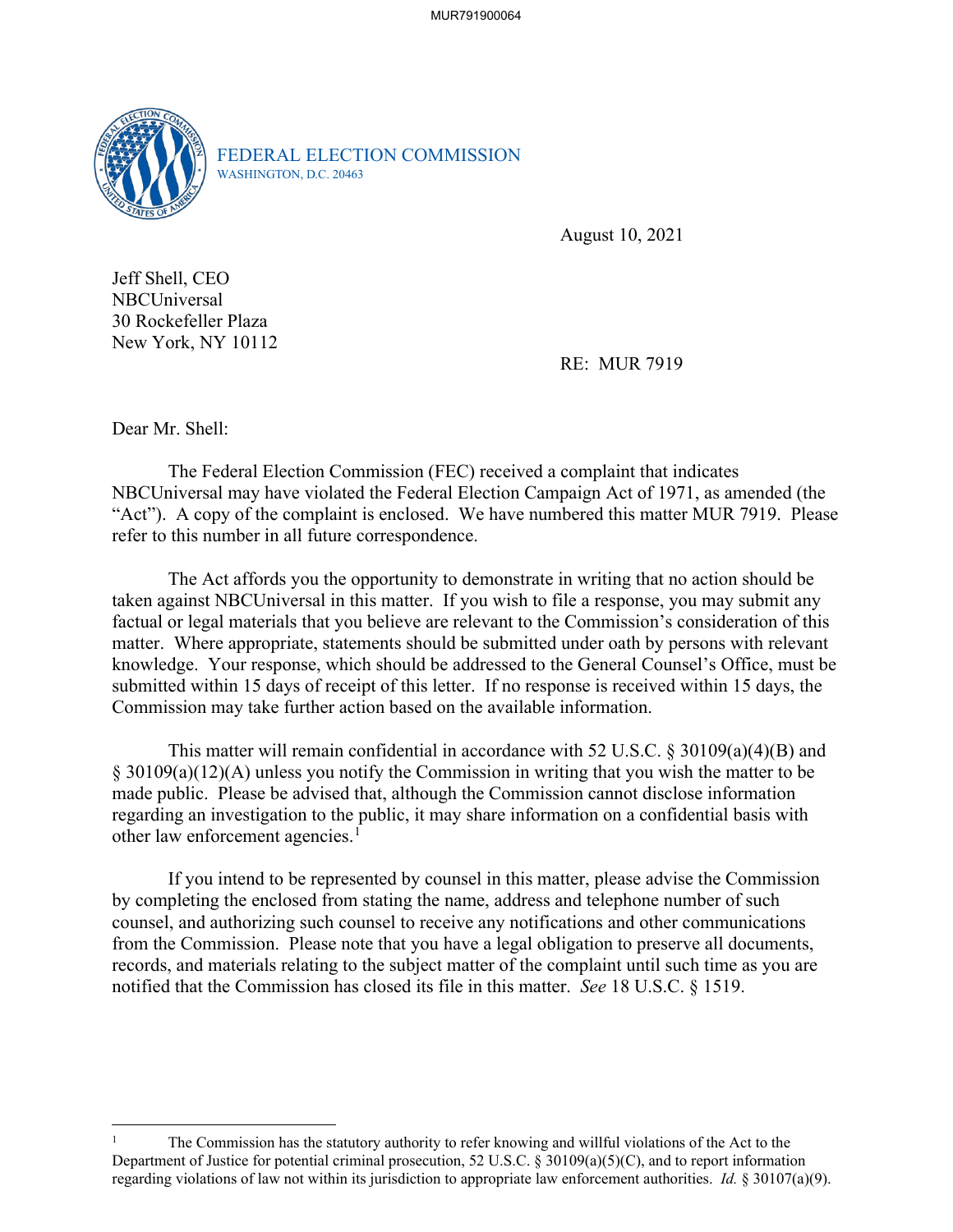MUR791900064

FEDERAL ELECTION COMMISSION
WASHINGTON, D.C. 20463

August 10, 2021

Jeff Shell, CEO
NBCUniversal
30 Rockefeller Plaza
New York, NY 10112

RE: MUR 7919

Dear Mr. Shell:

The Federal Election Commission (FEC) received a complaint that indicates NBCUniversal may have violated the Federal Election Campaign Act of 1971, as amended (the "Act"). A copy of the complaint is enclosed. We have numbered this matter MUR 7919. Please refer to this number in all future correspondence.

The Act affords you the opportunity to demonstrate in writing that no action should be taken against NBCUniversal in this matter. If you wish to file a response, you may submit any factual or legal materials that you believe are relevant to the Commission's consideration of this matter. Where appropriate, statements should be submitted under oath by persons with relevant knowledge. Your response, which should be addressed to the General Counsel's Office, must be submitted within 15 days of receipt of this letter. If no response is received within 15 days, the Commission may take further action based on the available information.

This matter will remain confidential in accordance with 52 U.S.C. § 30109(a)(4)(B) and § 30109(a)(12)(A) unless you notify the Commission in writing that you wish the matter to be made public. Please be advised that, although the Commission cannot disclose information regarding an investigation to the public, it may share information on a confidential basis with other law enforcement agencies.[1]

If you intend to be represented by counsel in this matter, please advise the Commission by completing the enclosed from stating the name, address and telephone number of such counsel, and authorizing such counsel to receive any notifications and other communications from the Commission. Please note that you have a legal obligation to preserve all documents, records, and materials relating to the subject matter of the complaint until such time as you are notified that the Commission has closed its file in this matter. *See* 18 U.S.C. § 1519.

---

[1] The Commission has the statutory authority to refer knowing and willful violations of the Act to the Department of Justice for potential criminal prosecution, 52 U.S.C. § 30109(a)(5)(C), and to report information regarding violations of law not within its jurisdiction to appropriate law enforcement authorities. *Id.* § 30107(a)(9).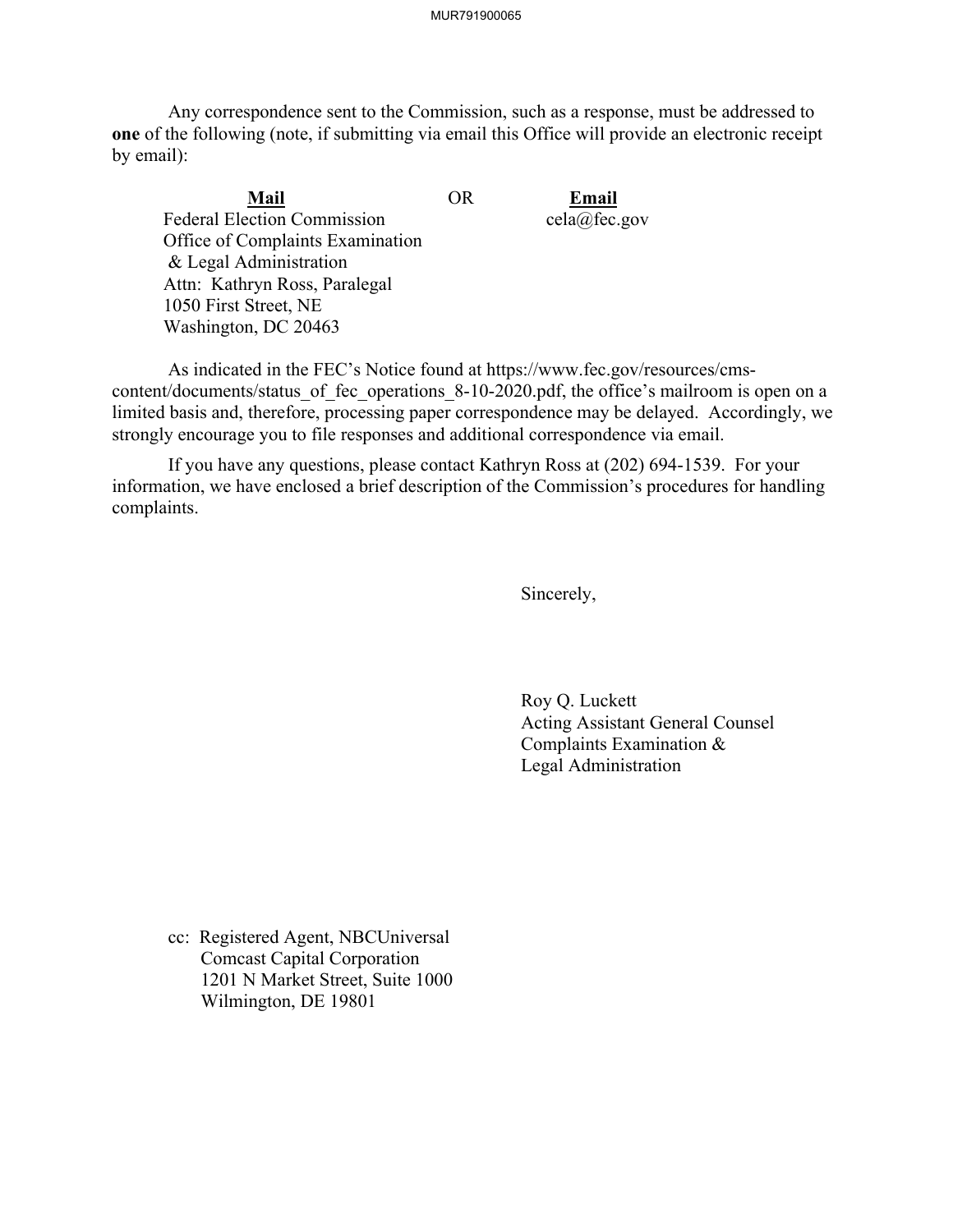Any correspondence sent to the Commission, such as a response, must be addressed to **one** of the following (note, if submitting via email this Office will provide an electronic receipt by email):

| **Mail** | OR | **Email** |
| --- | --- | --- |
| Federal Election Commission<br>Office of Complaints Examination<br>& Legal Administration<br>Attn: Kathryn Ross, Paralegal<br>1050 First Street, NE<br>Washington, DC 20463 | | cela@fec.gov |

As indicated in the FEC's Notice found at https://www.fec.gov/resources/cms-content/documents/status_of_fec_operations_8-10-2020.pdf, the office's mailroom is open on a limited basis and, therefore, processing paper correspondence may be delayed. Accordingly, we strongly encourage you to file responses and additional correspondence via email.

If you have any questions, please contact Kathryn Ross at (202) 694-1539. For your information, we have enclosed a brief description of the Commission's procedures for handling complaints.

Sincerely,

Roy Q. Luckett
Acting Assistant General Counsel
Complaints Examination &
Legal Administration

cc: Registered Agent, NBCUniversal
Comcast Capital Corporation
1201 N Market Street, Suite 1000
Wilmington, DE 19801